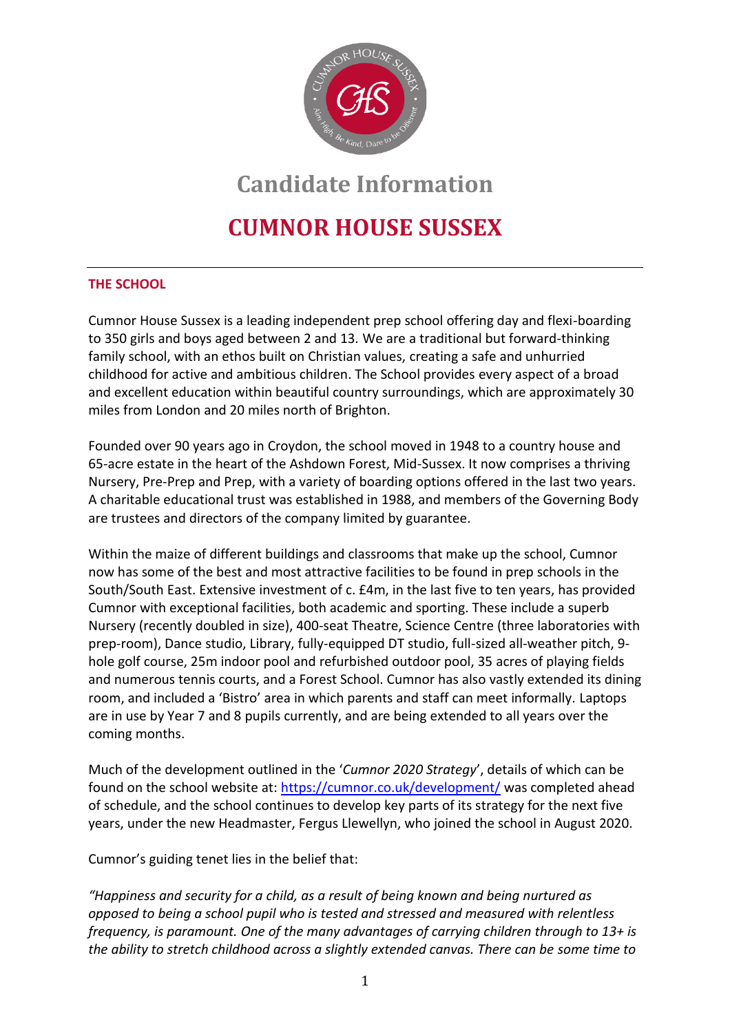# Candidate Information

# CUMNOR HOUSE SUSSEX

## THE SCHOOL

Cumnor House Sussex is a leading independent prep school offering day and flexi-boarding to 350 girls and boys aged between 2 and 13. We are a traditional but forward-thinking family school, with an ethos built on Christian values, creating a safe and unhurried childhood for active and ambitious children. The School provides every aspect of a broad and excellent education within beautiful country surroundings, which are approximately 30 miles from London and 20 miles north of Brighton.

Founded over 90 years ago in Croydon, the school moved in 1948 to a country house and 65-acre estate in the heart of the Ashdown Forest, Mid-Sussex. It now comprises a thriving Nursery, Pre-Prep and Prep, with a variety of boarding options offered in the last two years. A charitable educational trust was established in 1988, and members of the Governing Body are trustees and directors of the company limited by guarantee.

Within the maize of different buildings and classrooms that make up the school, Cumnor now has some of the best and most attractive facilities to be found in prep schools in the South/South East. Extensive investment of c. £4m, in the last five to ten years, has provided Cumnor with exceptional facilities, both academic and sporting. These include a superb Nursery (recently doubled in size), 400-seat Theatre, Science Centre (three laboratories with prep-room), Dance studio, Library, fully-equipped DT studio, full-sized all-weather pitch, 9-hole golf course, 25m indoor pool and refurbished outdoor pool, 35 acres of playing fields and numerous tennis courts, and a Forest School. Cumnor has also vastly extended its dining room, and included a 'Bistro' area in which parents and staff can meet informally. Laptops are in use by Year 7 and 8 pupils currently, and are being extended to all years over the coming months.

Much of the development outlined in the '*Cumnor 2020 Strategy*', details of which can be found on the school website at: https://cumnor.co.uk/development/ was completed ahead of schedule, and the school continues to develop key parts of its strategy for the next five years, under the new Headmaster, Fergus Llewellyn, who joined the school in August 2020.

Cumnor's guiding tenet lies in the belief that:

*"Happiness and security for a child, as a result of being known and being nurtured as opposed to being a school pupil who is tested and stressed and measured with relentless frequency, is paramount. One of the many advantages of carrying children through to 13+ is the ability to stretch childhood across a slightly extended canvas. There can be some time to*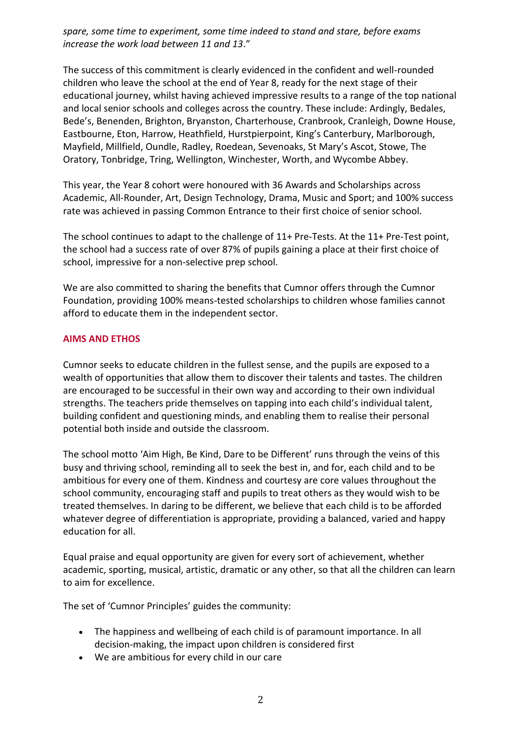*spare, some time to experiment, some time indeed to stand and stare, before exams increase the work load between 11 and 13*."

The success of this commitment is clearly evidenced in the confident and well-rounded children who leave the school at the end of Year 8, ready for the next stage of their educational journey, whilst having achieved impressive results to a range of the top national and local senior schools and colleges across the country. These include: Ardingly, Bedales, Bede's, Benenden, Brighton, Bryanston, Charterhouse, Cranbrook, Cranleigh, Downe House, Eastbourne, Eton, Harrow, Heathfield, Hurstpierpoint, King's Canterbury, Marlborough, Mayfield, Millfield, Oundle, Radley, Roedean, Sevenoaks, St Mary's Ascot, Stowe, The Oratory, Tonbridge, Tring, Wellington, Winchester, Worth, and Wycombe Abbey.

This year, the Year 8 cohort were honoured with 36 Awards and Scholarships across Academic, All-Rounder, Art, Design Technology, Drama, Music and Sport; and 100% success rate was achieved in passing Common Entrance to their first choice of senior school.

The school continues to adapt to the challenge of 11+ Pre-Tests. At the 11+ Pre-Test point, the school had a success rate of over 87% of pupils gaining a place at their first choice of school, impressive for a non-selective prep school.

We are also committed to sharing the benefits that Cumnor offers through the Cumnor Foundation, providing 100% means-tested scholarships to children whose families cannot afford to educate them in the independent sector.

## AIMS AND ETHOS

Cumnor seeks to educate children in the fullest sense, and the pupils are exposed to a wealth of opportunities that allow them to discover their talents and tastes. The children are encouraged to be successful in their own way and according to their own individual strengths. The teachers pride themselves on tapping into each child's individual talent, building confident and questioning minds, and enabling them to realise their personal potential both inside and outside the classroom.

The school motto 'Aim High, Be Kind, Dare to be Different' runs through the veins of this busy and thriving school, reminding all to seek the best in, and for, each child and to be ambitious for every one of them. Kindness and courtesy are core values throughout the school community, encouraging staff and pupils to treat others as they would wish to be treated themselves. In daring to be different, we believe that each child is to be afforded whatever degree of differentiation is appropriate, providing a balanced, varied and happy education for all.

Equal praise and equal opportunity are given for every sort of achievement, whether academic, sporting, musical, artistic, dramatic or any other, so that all the children can learn to aim for excellence.

The set of 'Cumnor Principles' guides the community:

- The happiness and wellbeing of each child is of paramount importance. In all decision-making, the impact upon children is considered first
- We are ambitious for every child in our care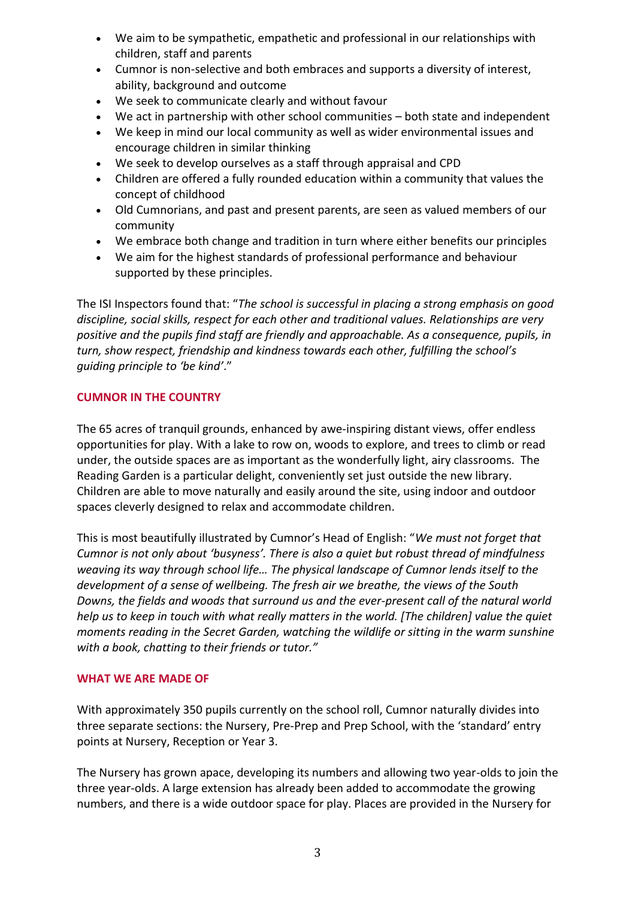- We aim to be sympathetic, empathetic and professional in our relationships with children, staff and parents
- Cumnor is non-selective and both embraces and supports a diversity of interest, ability, background and outcome
- We seek to communicate clearly and without favour
- We act in partnership with other school communities – both state and independent
- We keep in mind our local community as well as wider environmental issues and encourage children in similar thinking
- We seek to develop ourselves as a staff through appraisal and CPD
- Children are offered a fully rounded education within a community that values the concept of childhood
- Old Cumnorians, and past and present parents, are seen as valued members of our community
- We embrace both change and tradition in turn where either benefits our principles
- We aim for the highest standards of professional performance and behaviour supported by these principles.

The ISI Inspectors found that: "*The school is successful in placing a strong emphasis on good discipline, social skills, respect for each other and traditional values. Relationships are very positive and the pupils find staff are friendly and approachable. As a consequence, pupils, in turn, show respect, friendship and kindness towards each other, fulfilling the school's guiding principle to 'be kind'*."

## CUMNOR IN THE COUNTRY

The 65 acres of tranquil grounds, enhanced by awe-inspiring distant views, offer endless opportunities for play. With a lake to row on, woods to explore, and trees to climb or read under, the outside spaces are as important as the wonderfully light, airy classrooms. The Reading Garden is a particular delight, conveniently set just outside the new library. Children are able to move naturally and easily around the site, using indoor and outdoor spaces cleverly designed to relax and accommodate children.

This is most beautifully illustrated by Cumnor's Head of English: "*We must not forget that Cumnor is not only about 'busyness'. There is also a quiet but robust thread of mindfulness weaving its way through school life… The physical landscape of Cumnor lends itself to the development of a sense of wellbeing. The fresh air we breathe, the views of the South Downs, the fields and woods that surround us and the ever-present call of the natural world help us to keep in touch with what really matters in the world. [The children] value the quiet moments reading in the Secret Garden, watching the wildlife or sitting in the warm sunshine with a book, chatting to their friends or tutor."*

## WHAT WE ARE MADE OF

With approximately 350 pupils currently on the school roll, Cumnor naturally divides into three separate sections: the Nursery, Pre-Prep and Prep School, with the 'standard' entry points at Nursery, Reception or Year 3.

The Nursery has grown apace, developing its numbers and allowing two year-olds to join the three year-olds. A large extension has already been added to accommodate the growing numbers, and there is a wide outdoor space for play. Places are provided in the Nursery for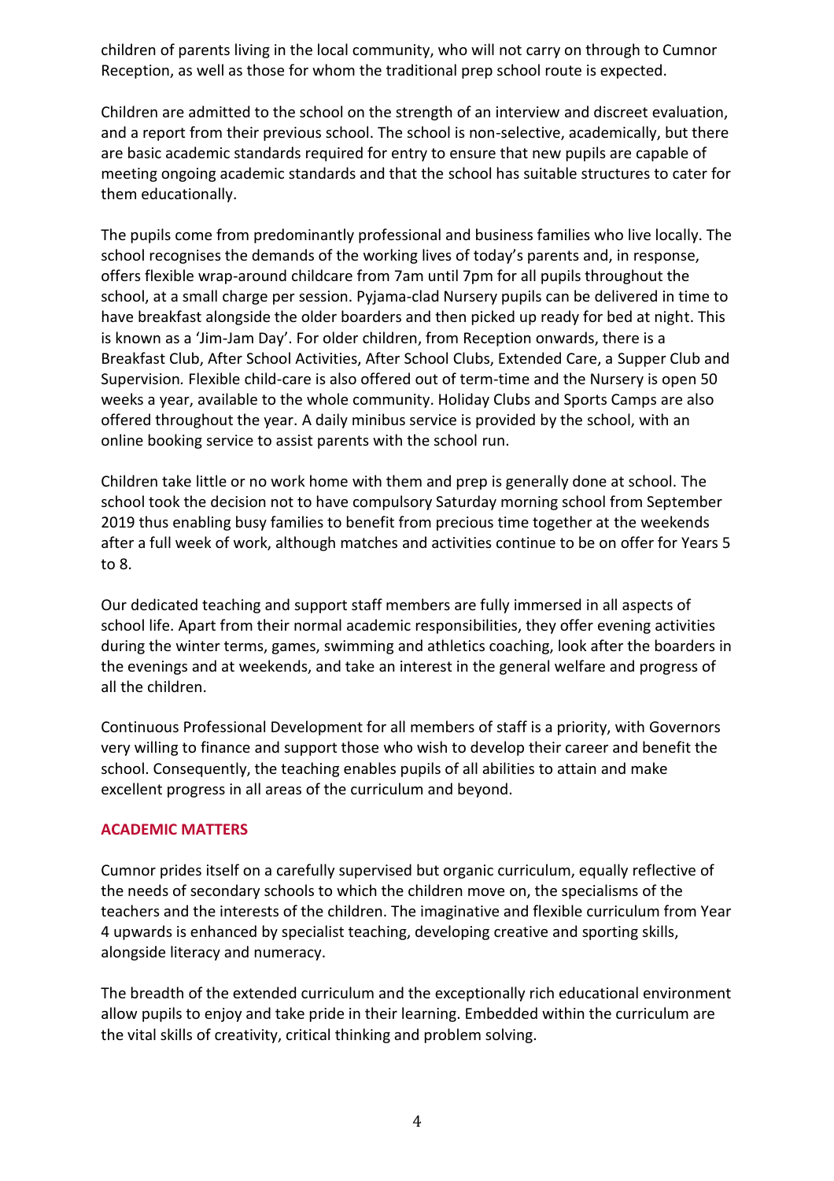children of parents living in the local community, who will not carry on through to Cumnor Reception, as well as those for whom the traditional prep school route is expected.

Children are admitted to the school on the strength of an interview and discreet evaluation, and a report from their previous school. The school is non-selective, academically, but there are basic academic standards required for entry to ensure that new pupils are capable of meeting ongoing academic standards and that the school has suitable structures to cater for them educationally.

The pupils come from predominantly professional and business families who live locally. The school recognises the demands of the working lives of today's parents and, in response, offers flexible wrap-around childcare from 7am until 7pm for all pupils throughout the school, at a small charge per session. Pyjama-clad Nursery pupils can be delivered in time to have breakfast alongside the older boarders and then picked up ready for bed at night. This is known as a 'Jim-Jam Day'. For older children, from Reception onwards, there is a Breakfast Club, After School Activities, After School Clubs, Extended Care, a Supper Club and Supervision*.* Flexible child-care is also offered out of term-time and the Nursery is open 50 weeks a year, available to the whole community. Holiday Clubs and Sports Camps are also offered throughout the year. A daily minibus service is provided by the school, with an online booking service to assist parents with the school run.

Children take little or no work home with them and prep is generally done at school. The school took the decision not to have compulsory Saturday morning school from September 2019 thus enabling busy families to benefit from precious time together at the weekends after a full week of work, although matches and activities continue to be on offer for Years 5 to 8.

Our dedicated teaching and support staff members are fully immersed in all aspects of school life. Apart from their normal academic responsibilities, they offer evening activities during the winter terms, games, swimming and athletics coaching, look after the boarders in the evenings and at weekends, and take an interest in the general welfare and progress of all the children.

Continuous Professional Development for all members of staff is a priority, with Governors very willing to finance and support those who wish to develop their career and benefit the school. Consequently, the teaching enables pupils of all abilities to attain and make excellent progress in all areas of the curriculum and beyond.

## ACADEMIC MATTERS

Cumnor prides itself on a carefully supervised but organic curriculum, equally reflective of the needs of secondary schools to which the children move on, the specialisms of the teachers and the interests of the children. The imaginative and flexible curriculum from Year 4 upwards is enhanced by specialist teaching, developing creative and sporting skills, alongside literacy and numeracy.

The breadth of the extended curriculum and the exceptionally rich educational environment allow pupils to enjoy and take pride in their learning. Embedded within the curriculum are the vital skills of creativity, critical thinking and problem solving.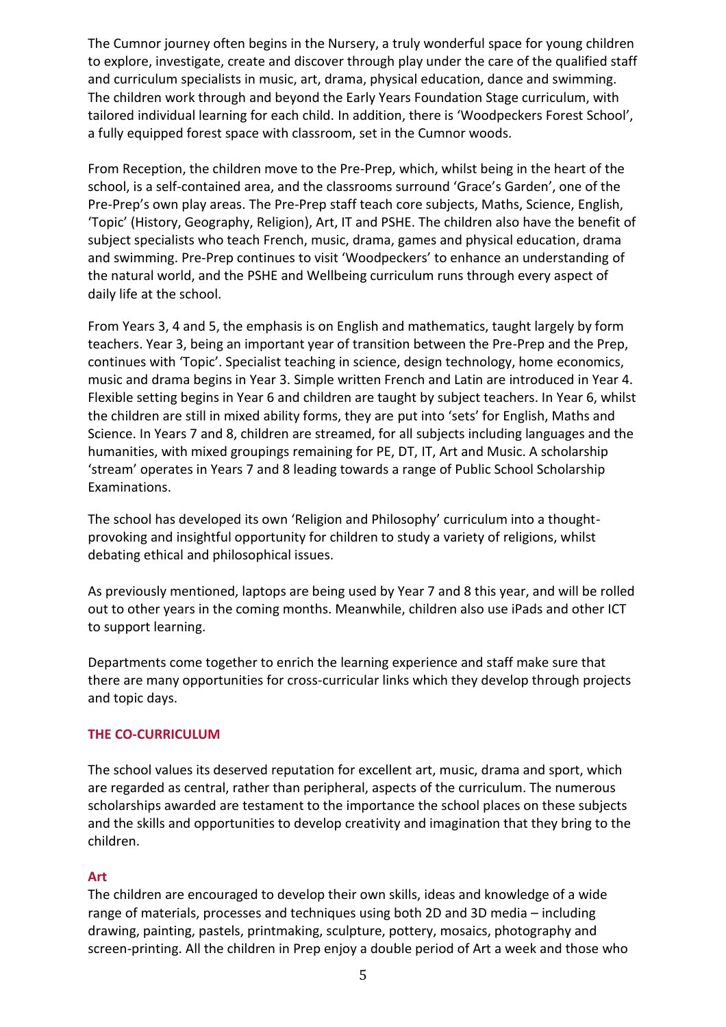The Cumnor journey often begins in the Nursery, a truly wonderful space for young children to explore, investigate, create and discover through play under the care of the qualified staff and curriculum specialists in music, art, drama, physical education, dance and swimming. The children work through and beyond the Early Years Foundation Stage curriculum, with tailored individual learning for each child. In addition, there is 'Woodpeckers Forest School', a fully equipped forest space with classroom, set in the Cumnor woods.

From Reception, the children move to the Pre-Prep, which, whilst being in the heart of the school, is a self-contained area, and the classrooms surround 'Grace's Garden', one of the Pre-Prep's own play areas. The Pre-Prep staff teach core subjects, Maths, Science, English, 'Topic' (History, Geography, Religion), Art, IT and PSHE. The children also have the benefit of subject specialists who teach French, music, drama, games and physical education, drama and swimming. Pre-Prep continues to visit 'Woodpeckers' to enhance an understanding of the natural world, and the PSHE and Wellbeing curriculum runs through every aspect of daily life at the school.

From Years 3, 4 and 5, the emphasis is on English and mathematics, taught largely by form teachers. Year 3, being an important year of transition between the Pre-Prep and the Prep, continues with 'Topic'. Specialist teaching in science, design technology, home economics, music and drama begins in Year 3. Simple written French and Latin are introduced in Year 4. Flexible setting begins in Year 6 and children are taught by subject teachers. In Year 6, whilst the children are still in mixed ability forms, they are put into 'sets' for English, Maths and Science. In Years 7 and 8, children are streamed, for all subjects including languages and the humanities, with mixed groupings remaining for PE, DT, IT, Art and Music. A scholarship 'stream' operates in Years 7 and 8 leading towards a range of Public School Scholarship Examinations.

The school has developed its own 'Religion and Philosophy' curriculum into a thought-provoking and insightful opportunity for children to study a variety of religions, whilst debating ethical and philosophical issues.

As previously mentioned, laptops are being used by Year 7 and 8 this year, and will be rolled out to other years in the coming months. Meanwhile, children also use iPads and other ICT to support learning.

Departments come together to enrich the learning experience and staff make sure that there are many opportunities for cross-curricular links which they develop through projects and topic days.

## THE CO-CURRICULUM

The school values its deserved reputation for excellent art, music, drama and sport, which are regarded as central, rather than peripheral, aspects of the curriculum. The numerous scholarships awarded are testament to the importance the school places on these subjects and the skills and opportunities to develop creativity and imagination that they bring to the children.

### Art

The children are encouraged to develop their own skills, ideas and knowledge of a wide range of materials, processes and techniques using both 2D and 3D media – including drawing, painting, pastels, printmaking, sculpture, pottery, mosaics, photography and screen-printing. All the children in Prep enjoy a double period of Art a week and those who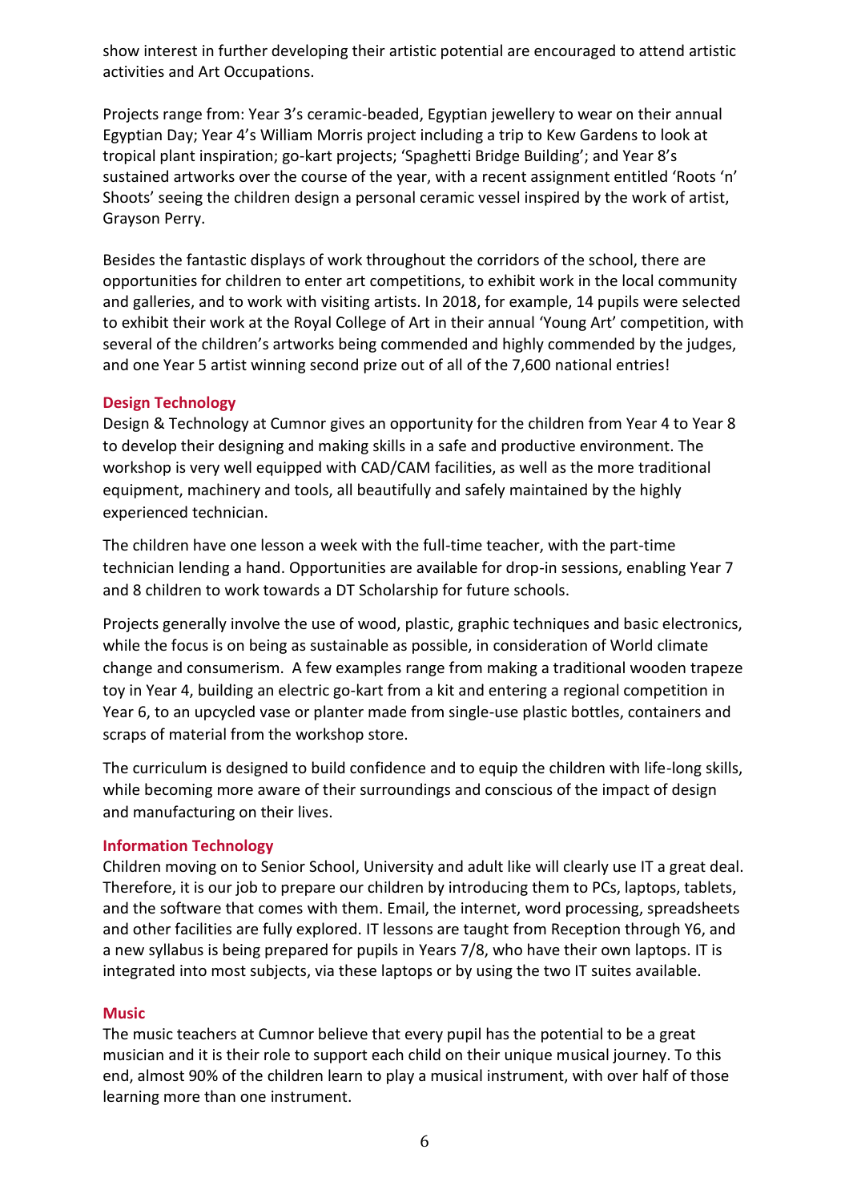show interest in further developing their artistic potential are encouraged to attend artistic activities and Art Occupations.

Projects range from: Year 3's ceramic-beaded, Egyptian jewellery to wear on their annual Egyptian Day; Year 4's William Morris project including a trip to Kew Gardens to look at tropical plant inspiration; go-kart projects; 'Spaghetti Bridge Building'; and Year 8's sustained artworks over the course of the year, with a recent assignment entitled 'Roots 'n' Shoots' seeing the children design a personal ceramic vessel inspired by the work of artist, Grayson Perry.

Besides the fantastic displays of work throughout the corridors of the school, there are opportunities for children to enter art competitions, to exhibit work in the local community and galleries, and to work with visiting artists. In 2018, for example, 14 pupils were selected to exhibit their work at the Royal College of Art in their annual 'Young Art' competition, with several of the children's artworks being commended and highly commended by the judges, and one Year 5 artist winning second prize out of all of the 7,600 national entries!

## Design Technology

Design & Technology at Cumnor gives an opportunity for the children from Year 4 to Year 8 to develop their designing and making skills in a safe and productive environment. The workshop is very well equipped with CAD/CAM facilities, as well as the more traditional equipment, machinery and tools, all beautifully and safely maintained by the highly experienced technician.

The children have one lesson a week with the full-time teacher, with the part-time technician lending a hand. Opportunities are available for drop-in sessions, enabling Year 7 and 8 children to work towards a DT Scholarship for future schools.

Projects generally involve the use of wood, plastic, graphic techniques and basic electronics, while the focus is on being as sustainable as possible, in consideration of World climate change and consumerism. A few examples range from making a traditional wooden trapeze toy in Year 4, building an electric go-kart from a kit and entering a regional competition in Year 6, to an upcycled vase or planter made from single-use plastic bottles, containers and scraps of material from the workshop store.

The curriculum is designed to build confidence and to equip the children with life-long skills, while becoming more aware of their surroundings and conscious of the impact of design and manufacturing on their lives.

## Information Technology

Children moving on to Senior School, University and adult like will clearly use IT a great deal. Therefore, it is our job to prepare our children by introducing them to PCs, laptops, tablets, and the software that comes with them. Email, the internet, word processing, spreadsheets and other facilities are fully explored. IT lessons are taught from Reception through Y6, and a new syllabus is being prepared for pupils in Years 7/8, who have their own laptops. IT is integrated into most subjects, via these laptops or by using the two IT suites available.

## Music

The music teachers at Cumnor believe that every pupil has the potential to be a great musician and it is their role to support each child on their unique musical journey. To this end, almost 90% of the children learn to play a musical instrument, with over half of those learning more than one instrument.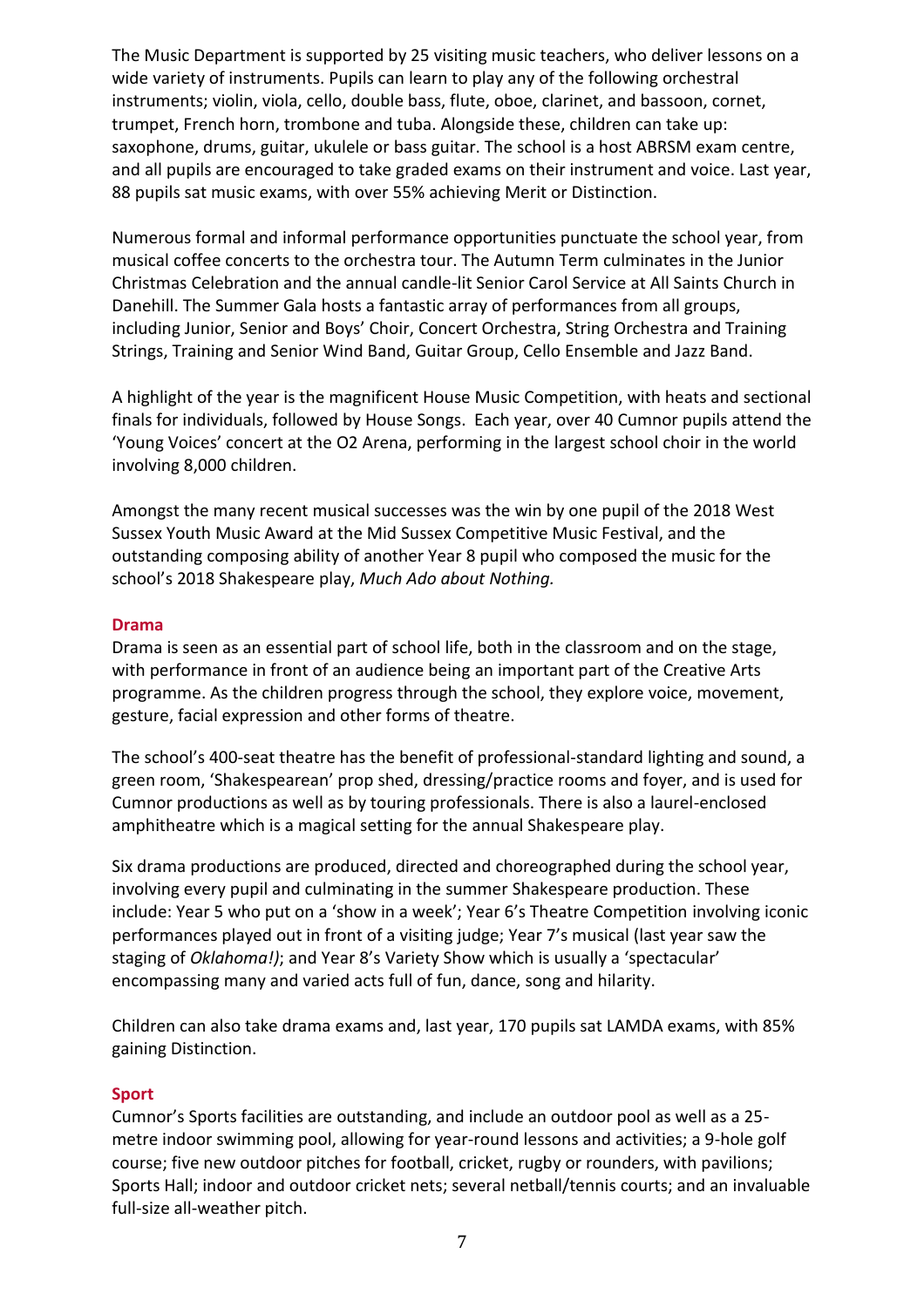The Music Department is supported by 25 visiting music teachers, who deliver lessons on a wide variety of instruments. Pupils can learn to play any of the following orchestral instruments; violin, viola, cello, double bass, flute, oboe, clarinet, and bassoon, cornet, trumpet, French horn, trombone and tuba. Alongside these, children can take up: saxophone, drums, guitar, ukulele or bass guitar. The school is a host ABRSM exam centre, and all pupils are encouraged to take graded exams on their instrument and voice. Last year, 88 pupils sat music exams, with over 55% achieving Merit or Distinction.

Numerous formal and informal performance opportunities punctuate the school year, from musical coffee concerts to the orchestra tour. The Autumn Term culminates in the Junior Christmas Celebration and the annual candle-lit Senior Carol Service at All Saints Church in Danehill. The Summer Gala hosts a fantastic array of performances from all groups, including Junior, Senior and Boys' Choir, Concert Orchestra, String Orchestra and Training Strings, Training and Senior Wind Band, Guitar Group, Cello Ensemble and Jazz Band.

A highlight of the year is the magnificent House Music Competition, with heats and sectional finals for individuals, followed by House Songs. Each year, over 40 Cumnor pupils attend the 'Young Voices' concert at the O2 Arena, performing in the largest school choir in the world involving 8,000 children.

Amongst the many recent musical successes was the win by one pupil of the 2018 West Sussex Youth Music Award at the Mid Sussex Competitive Music Festival, and the outstanding composing ability of another Year 8 pupil who composed the music for the school's 2018 Shakespeare play, *Much Ado about Nothing.*

## Drama

Drama is seen as an essential part of school life, both in the classroom and on the stage, with performance in front of an audience being an important part of the Creative Arts programme. As the children progress through the school, they explore voice, movement, gesture, facial expression and other forms of theatre.

The school's 400-seat theatre has the benefit of professional-standard lighting and sound, a green room, 'Shakespearean' prop shed, dressing/practice rooms and foyer, and is used for Cumnor productions as well as by touring professionals. There is also a laurel-enclosed amphitheatre which is a magical setting for the annual Shakespeare play.

Six drama productions are produced, directed and choreographed during the school year, involving every pupil and culminating in the summer Shakespeare production. These include: Year 5 who put on a 'show in a week'; Year 6's Theatre Competition involving iconic performances played out in front of a visiting judge; Year 7's musical (last year saw the staging of *Oklahoma!)*; and Year 8's Variety Show which is usually a 'spectacular' encompassing many and varied acts full of fun, dance, song and hilarity.

Children can also take drama exams and, last year, 170 pupils sat LAMDA exams, with 85% gaining Distinction.

## Sport

Cumnor's Sports facilities are outstanding, and include an outdoor pool as well as a 25-metre indoor swimming pool, allowing for year-round lessons and activities; a 9-hole golf course; five new outdoor pitches for football, cricket, rugby or rounders, with pavilions; Sports Hall; indoor and outdoor cricket nets; several netball/tennis courts; and an invaluable full-size all-weather pitch.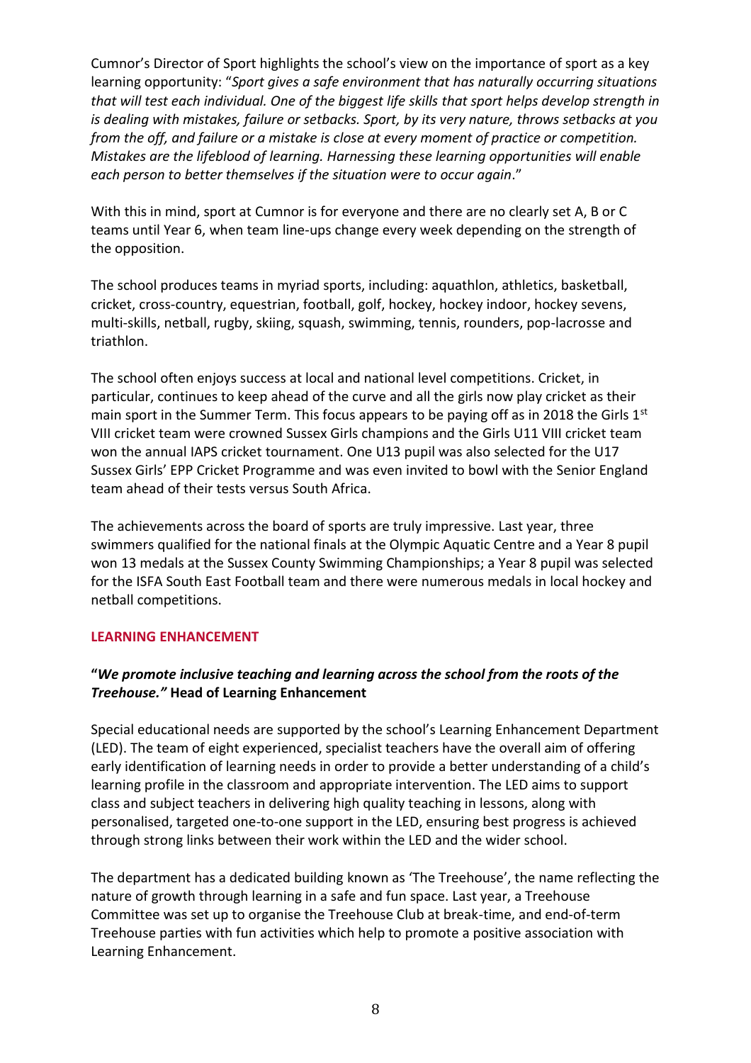Cumnor's Director of Sport highlights the school's view on the importance of sport as a key learning opportunity: "*Sport gives a safe environment that has naturally occurring situations that will test each individual. One of the biggest life skills that sport helps develop strength in is dealing with mistakes, failure or setbacks. Sport, by its very nature, throws setbacks at you from the off, and failure or a mistake is close at every moment of practice or competition. Mistakes are the lifeblood of learning. Harnessing these learning opportunities will enable each person to better themselves if the situation were to occur again*."

With this in mind, sport at Cumnor is for everyone and there are no clearly set A, B or C teams until Year 6, when team line-ups change every week depending on the strength of the opposition.

The school produces teams in myriad sports, including: aquathlon, athletics, basketball, cricket, cross-country, equestrian, football, golf, hockey, hockey indoor, hockey sevens, multi-skills, netball, rugby, skiing, squash, swimming, tennis, rounders, pop-lacrosse and triathlon.

The school often enjoys success at local and national level competitions. Cricket, in particular, continues to keep ahead of the curve and all the girls now play cricket as their main sport in the Summer Term. This focus appears to be paying off as in 2018 the Girls 1st VIII cricket team were crowned Sussex Girls champions and the Girls U11 VIII cricket team won the annual IAPS cricket tournament. One U13 pupil was also selected for the U17 Sussex Girls' EPP Cricket Programme and was even invited to bowl with the Senior England team ahead of their tests versus South Africa.

The achievements across the board of sports are truly impressive. Last year, three swimmers qualified for the national finals at the Olympic Aquatic Centre and a Year 8 pupil won 13 medals at the Sussex County Swimming Championships; a Year 8 pupil was selected for the ISFA South East Football team and there were numerous medals in local hockey and netball competitions.

## LEARNING ENHANCEMENT

**"*We promote inclusive teaching and learning across the school from the roots of the Treehouse."* Head of Learning Enhancement**

Special educational needs are supported by the school's Learning Enhancement Department (LED). The team of eight experienced, specialist teachers have the overall aim of offering early identification of learning needs in order to provide a better understanding of a child's learning profile in the classroom and appropriate intervention. The LED aims to support class and subject teachers in delivering high quality teaching in lessons, along with personalised, targeted one-to-one support in the LED, ensuring best progress is achieved through strong links between their work within the LED and the wider school.

The department has a dedicated building known as 'The Treehouse', the name reflecting the nature of growth through learning in a safe and fun space. Last year, a Treehouse Committee was set up to organise the Treehouse Club at break-time, and end-of-term Treehouse parties with fun activities which help to promote a positive association with Learning Enhancement.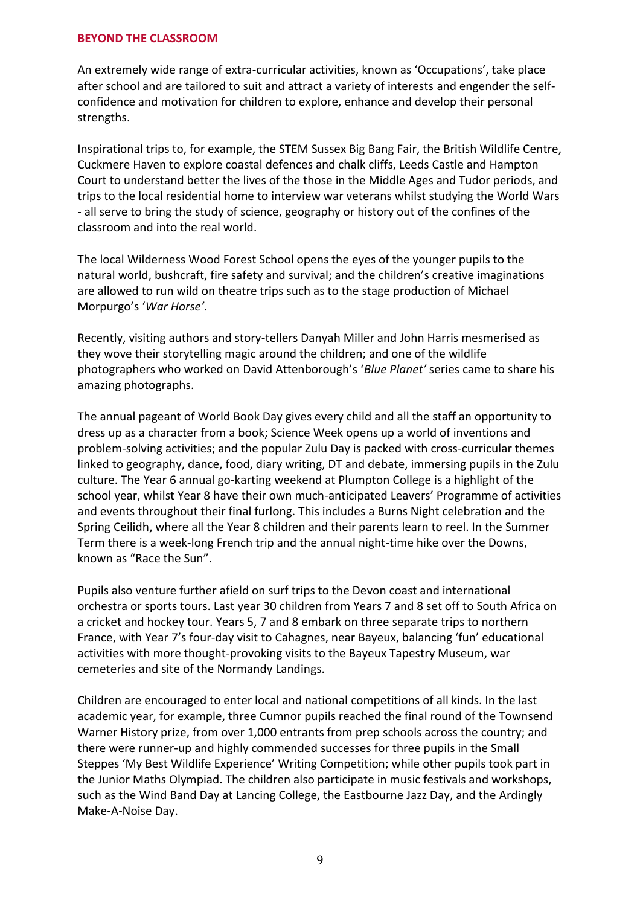## BEYOND THE CLASSROOM

An extremely wide range of extra-curricular activities, known as 'Occupations', take place after school and are tailored to suit and attract a variety of interests and engender the self-confidence and motivation for children to explore, enhance and develop their personal strengths.

Inspirational trips to, for example, the STEM Sussex Big Bang Fair, the British Wildlife Centre, Cuckmere Haven to explore coastal defences and chalk cliffs, Leeds Castle and Hampton Court to understand better the lives of the those in the Middle Ages and Tudor periods, and trips to the local residential home to interview war veterans whilst studying the World Wars - all serve to bring the study of science, geography or history out of the confines of the classroom and into the real world.

The local Wilderness Wood Forest School opens the eyes of the younger pupils to the natural world, bushcraft, fire safety and survival; and the children's creative imaginations are allowed to run wild on theatre trips such as to the stage production of Michael Morpurgo's '*War Horse'*.

Recently, visiting authors and story-tellers Danyah Miller and John Harris mesmerised as they wove their storytelling magic around the children; and one of the wildlife photographers who worked on David Attenborough's '*Blue Planet'* series came to share his amazing photographs.

The annual pageant of World Book Day gives every child and all the staff an opportunity to dress up as a character from a book; Science Week opens up a world of inventions and problem-solving activities; and the popular Zulu Day is packed with cross-curricular themes linked to geography, dance, food, diary writing, DT and debate, immersing pupils in the Zulu culture. The Year 6 annual go-karting weekend at Plumpton College is a highlight of the school year, whilst Year 8 have their own much-anticipated Leavers' Programme of activities and events throughout their final furlong. This includes a Burns Night celebration and the Spring Ceilidh, where all the Year 8 children and their parents learn to reel. In the Summer Term there is a week-long French trip and the annual night-time hike over the Downs, known as "Race the Sun".

Pupils also venture further afield on surf trips to the Devon coast and international orchestra or sports tours. Last year 30 children from Years 7 and 8 set off to South Africa on a cricket and hockey tour. Years 5, 7 and 8 embark on three separate trips to northern France, with Year 7's four-day visit to Cahagnes, near Bayeux, balancing 'fun' educational activities with more thought-provoking visits to the Bayeux Tapestry Museum, war cemeteries and site of the Normandy Landings.

Children are encouraged to enter local and national competitions of all kinds. In the last academic year, for example, three Cumnor pupils reached the final round of the Townsend Warner History prize, from over 1,000 entrants from prep schools across the country; and there were runner-up and highly commended successes for three pupils in the Small Steppes 'My Best Wildlife Experience' Writing Competition; while other pupils took part in the Junior Maths Olympiad. The children also participate in music festivals and workshops, such as the Wind Band Day at Lancing College, the Eastbourne Jazz Day, and the Ardingly Make-A-Noise Day.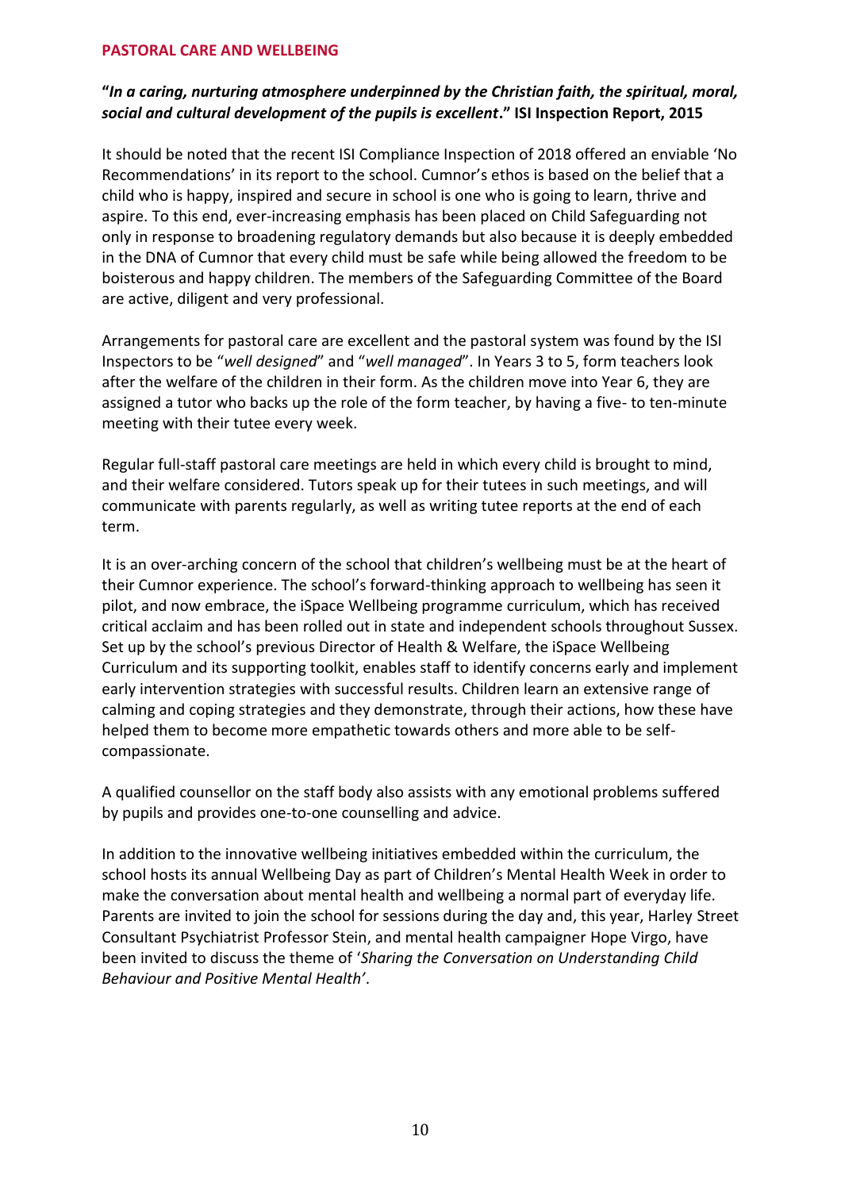## PASTORAL CARE AND WELLBEING

**"*In a caring, nurturing atmosphere underpinned by the Christian faith, the spiritual, moral, social and cultural development of the pupils is excellent*." ISI Inspection Report, 2015**

It should be noted that the recent ISI Compliance Inspection of 2018 offered an enviable 'No Recommendations' in its report to the school. Cumnor's ethos is based on the belief that a child who is happy, inspired and secure in school is one who is going to learn, thrive and aspire. To this end, ever-increasing emphasis has been placed on Child Safeguarding not only in response to broadening regulatory demands but also because it is deeply embedded in the DNA of Cumnor that every child must be safe while being allowed the freedom to be boisterous and happy children. The members of the Safeguarding Committee of the Board are active, diligent and very professional.

Arrangements for pastoral care are excellent and the pastoral system was found by the ISI Inspectors to be "*well designed*" and "*well managed*". In Years 3 to 5, form teachers look after the welfare of the children in their form. As the children move into Year 6, they are assigned a tutor who backs up the role of the form teacher, by having a five- to ten-minute meeting with their tutee every week.

Regular full-staff pastoral care meetings are held in which every child is brought to mind, and their welfare considered. Tutors speak up for their tutees in such meetings, and will communicate with parents regularly, as well as writing tutee reports at the end of each term.

It is an over-arching concern of the school that children's wellbeing must be at the heart of their Cumnor experience. The school's forward-thinking approach to wellbeing has seen it pilot, and now embrace, the iSpace Wellbeing programme curriculum, which has received critical acclaim and has been rolled out in state and independent schools throughout Sussex. Set up by the school's previous Director of Health & Welfare, the iSpace Wellbeing Curriculum and its supporting toolkit, enables staff to identify concerns early and implement early intervention strategies with successful results. Children learn an extensive range of calming and coping strategies and they demonstrate, through their actions, how these have helped them to become more empathetic towards others and more able to be self-compassionate.

A qualified counsellor on the staff body also assists with any emotional problems suffered by pupils and provides one-to-one counselling and advice.

In addition to the innovative wellbeing initiatives embedded within the curriculum, the school hosts its annual Wellbeing Day as part of Children's Mental Health Week in order to make the conversation about mental health and wellbeing a normal part of everyday life. Parents are invited to join the school for sessions during the day and, this year, Harley Street Consultant Psychiatrist Professor Stein, and mental health campaigner Hope Virgo, have been invited to discuss the theme of '*Sharing the Conversation on Understanding Child Behaviour and Positive Mental Health*'.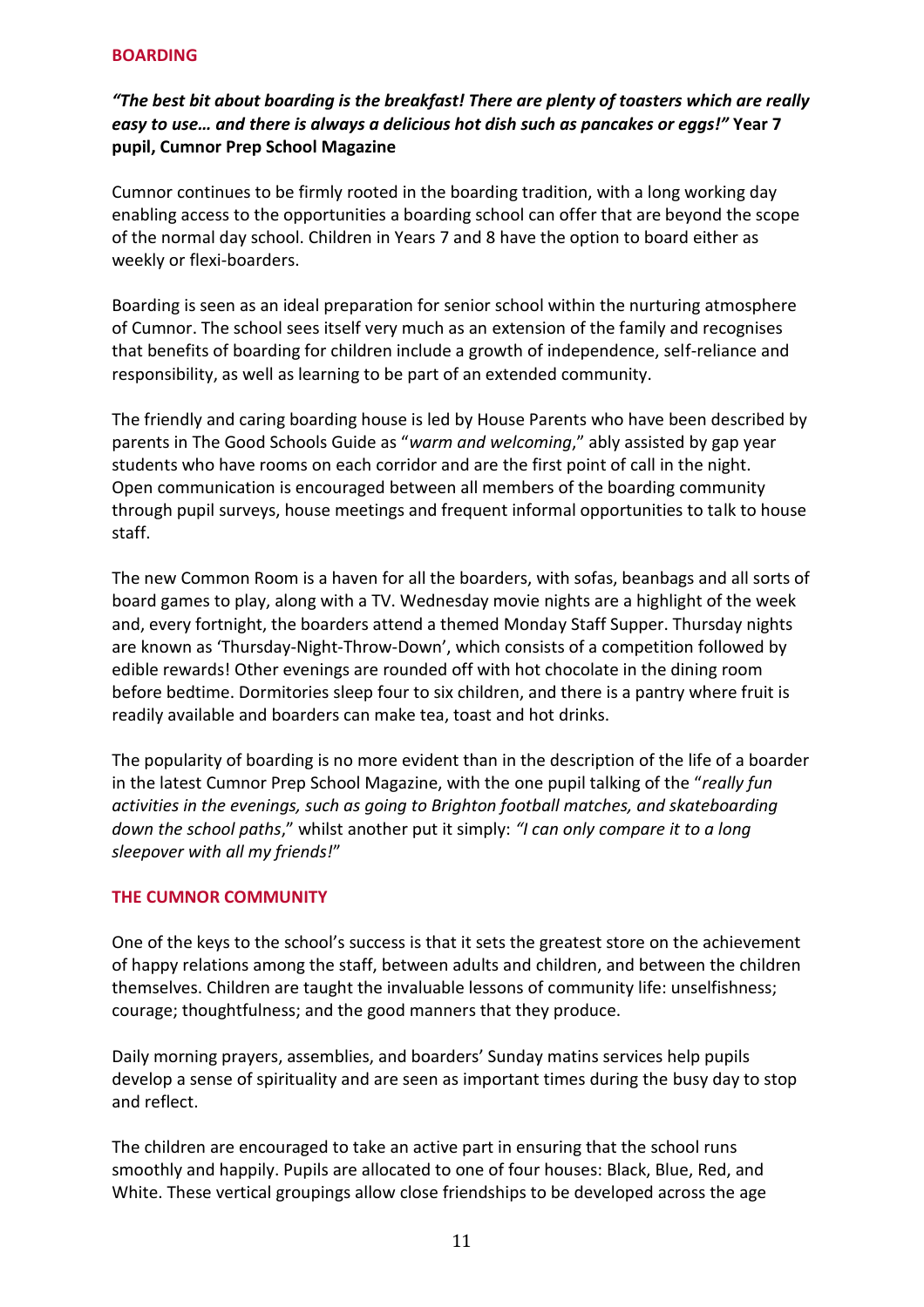## BOARDING

***"The best bit about boarding is the breakfast! There are plenty of toasters which are really easy to use… and there is always a delicious hot dish such as pancakes or eggs!"*** **Year 7 pupil, Cumnor Prep School Magazine**

Cumnor continues to be firmly rooted in the boarding tradition, with a long working day enabling access to the opportunities a boarding school can offer that are beyond the scope of the normal day school. Children in Years 7 and 8 have the option to board either as weekly or flexi-boarders.

Boarding is seen as an ideal preparation for senior school within the nurturing atmosphere of Cumnor. The school sees itself very much as an extension of the family and recognises that benefits of boarding for children include a growth of independence, self-reliance and responsibility, as well as learning to be part of an extended community.

The friendly and caring boarding house is led by House Parents who have been described by parents in The Good Schools Guide as "*warm and welcoming*," ably assisted by gap year students who have rooms on each corridor and are the first point of call in the night. Open communication is encouraged between all members of the boarding community through pupil surveys, house meetings and frequent informal opportunities to talk to house staff.

The new Common Room is a haven for all the boarders, with sofas, beanbags and all sorts of board games to play, along with a TV. Wednesday movie nights are a highlight of the week and, every fortnight, the boarders attend a themed Monday Staff Supper. Thursday nights are known as 'Thursday-Night-Throw-Down', which consists of a competition followed by edible rewards! Other evenings are rounded off with hot chocolate in the dining room before bedtime. Dormitories sleep four to six children, and there is a pantry where fruit is readily available and boarders can make tea, toast and hot drinks.

The popularity of boarding is no more evident than in the description of the life of a boarder in the latest Cumnor Prep School Magazine, with the one pupil talking of the "*really fun activities in the evenings, such as going to Brighton football matches, and skateboarding down the school paths*," whilst another put it simply: *"I can only compare it to a long sleepover with all my friends!*"

## THE CUMNOR COMMUNITY

One of the keys to the school's success is that it sets the greatest store on the achievement of happy relations among the staff, between adults and children, and between the children themselves. Children are taught the invaluable lessons of community life: unselfishness; courage; thoughtfulness; and the good manners that they produce.

Daily morning prayers, assemblies, and boarders' Sunday matins services help pupils develop a sense of spirituality and are seen as important times during the busy day to stop and reflect.

The children are encouraged to take an active part in ensuring that the school runs smoothly and happily. Pupils are allocated to one of four houses: Black, Blue, Red, and White. These vertical groupings allow close friendships to be developed across the age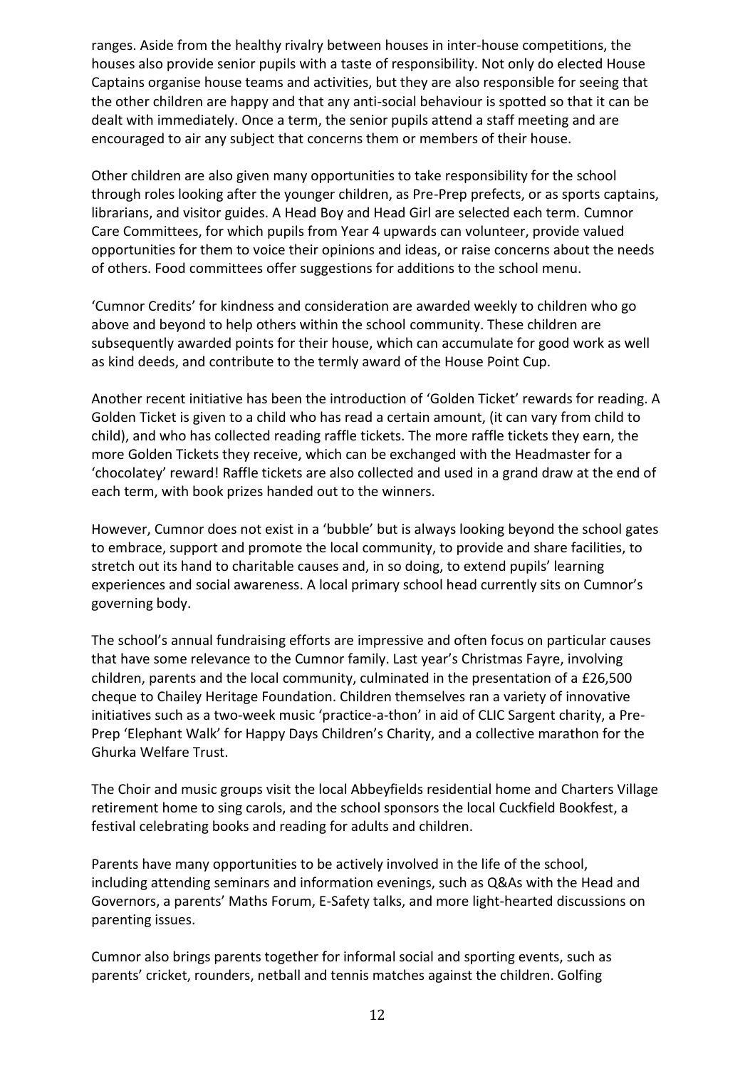ranges. Aside from the healthy rivalry between houses in inter-house competitions, the houses also provide senior pupils with a taste of responsibility. Not only do elected House Captains organise house teams and activities, but they are also responsible for seeing that the other children are happy and that any anti-social behaviour is spotted so that it can be dealt with immediately. Once a term, the senior pupils attend a staff meeting and are encouraged to air any subject that concerns them or members of their house.

Other children are also given many opportunities to take responsibility for the school through roles looking after the younger children, as Pre-Prep prefects, or as sports captains, librarians, and visitor guides. A Head Boy and Head Girl are selected each term. Cumnor Care Committees, for which pupils from Year 4 upwards can volunteer, provide valued opportunities for them to voice their opinions and ideas, or raise concerns about the needs of others. Food committees offer suggestions for additions to the school menu.

'Cumnor Credits' for kindness and consideration are awarded weekly to children who go above and beyond to help others within the school community. These children are subsequently awarded points for their house, which can accumulate for good work as well as kind deeds, and contribute to the termly award of the House Point Cup.

Another recent initiative has been the introduction of 'Golden Ticket' rewards for reading. A Golden Ticket is given to a child who has read a certain amount, (it can vary from child to child), and who has collected reading raffle tickets. The more raffle tickets they earn, the more Golden Tickets they receive, which can be exchanged with the Headmaster for a 'chocolatey' reward! Raffle tickets are also collected and used in a grand draw at the end of each term, with book prizes handed out to the winners.

However, Cumnor does not exist in a 'bubble' but is always looking beyond the school gates to embrace, support and promote the local community, to provide and share facilities, to stretch out its hand to charitable causes and, in so doing, to extend pupils' learning experiences and social awareness. A local primary school head currently sits on Cumnor's governing body.

The school's annual fundraising efforts are impressive and often focus on particular causes that have some relevance to the Cumnor family. Last year's Christmas Fayre, involving children, parents and the local community, culminated in the presentation of a £26,500 cheque to Chailey Heritage Foundation. Children themselves ran a variety of innovative initiatives such as a two-week music 'practice-a-thon' in aid of CLIC Sargent charity, a Pre-Prep 'Elephant Walk' for Happy Days Children's Charity, and a collective marathon for the Ghurka Welfare Trust.

The Choir and music groups visit the local Abbeyfields residential home and Charters Village retirement home to sing carols, and the school sponsors the local Cuckfield Bookfest, a festival celebrating books and reading for adults and children.

Parents have many opportunities to be actively involved in the life of the school, including attending seminars and information evenings, such as Q&As with the Head and Governors, a parents' Maths Forum, E-Safety talks, and more light-hearted discussions on parenting issues.

Cumnor also brings parents together for informal social and sporting events, such as parents' cricket, rounders, netball and tennis matches against the children. Golfing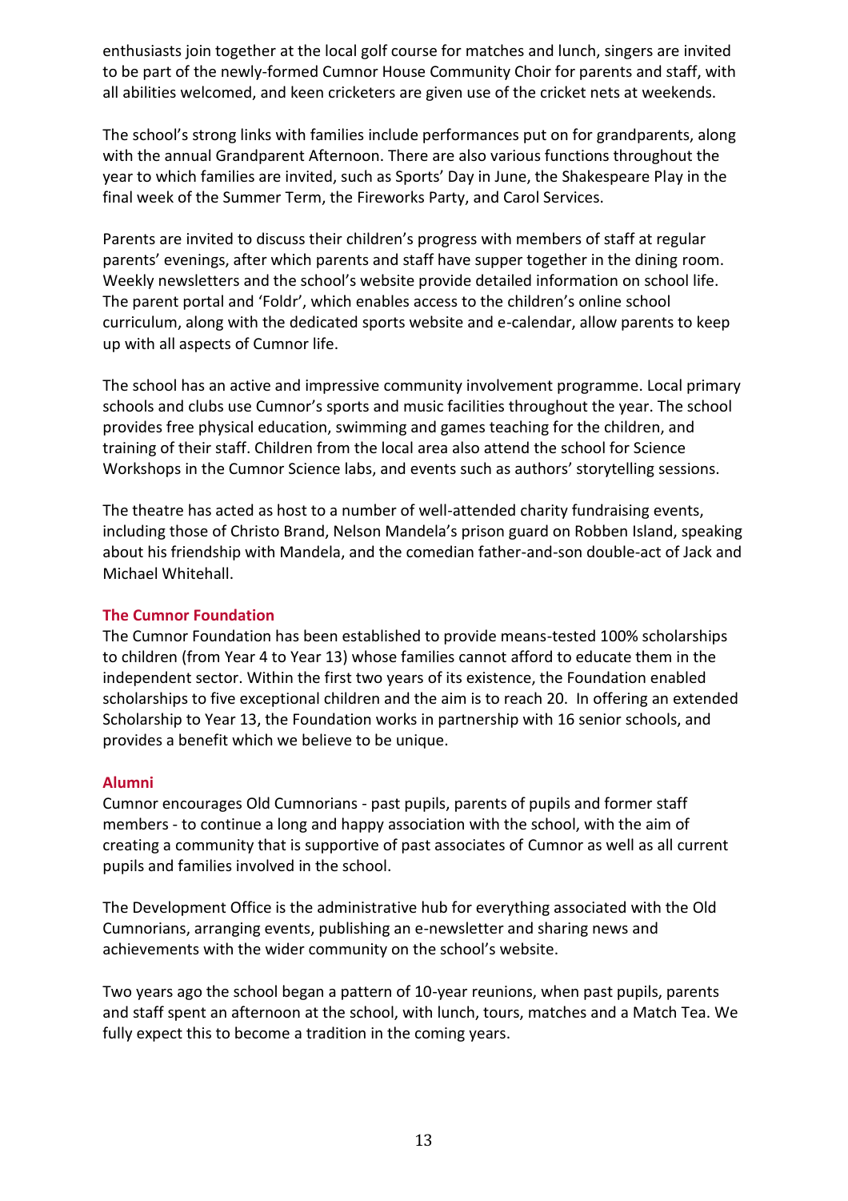enthusiasts join together at the local golf course for matches and lunch, singers are invited to be part of the newly-formed Cumnor House Community Choir for parents and staff, with all abilities welcomed, and keen cricketers are given use of the cricket nets at weekends.

The school's strong links with families include performances put on for grandparents, along with the annual Grandparent Afternoon. There are also various functions throughout the year to which families are invited, such as Sports' Day in June, the Shakespeare Play in the final week of the Summer Term, the Fireworks Party, and Carol Services.

Parents are invited to discuss their children's progress with members of staff at regular parents' evenings, after which parents and staff have supper together in the dining room. Weekly newsletters and the school's website provide detailed information on school life. The parent portal and 'Foldr', which enables access to the children's online school curriculum, along with the dedicated sports website and e-calendar, allow parents to keep up with all aspects of Cumnor life.

The school has an active and impressive community involvement programme. Local primary schools and clubs use Cumnor's sports and music facilities throughout the year. The school provides free physical education, swimming and games teaching for the children, and training of their staff. Children from the local area also attend the school for Science Workshops in the Cumnor Science labs, and events such as authors' storytelling sessions.

The theatre has acted as host to a number of well-attended charity fundraising events, including those of Christo Brand, Nelson Mandela's prison guard on Robben Island, speaking about his friendship with Mandela, and the comedian father-and-son double-act of Jack and Michael Whitehall.

## The Cumnor Foundation

The Cumnor Foundation has been established to provide means-tested 100% scholarships to children (from Year 4 to Year 13) whose families cannot afford to educate them in the independent sector. Within the first two years of its existence, the Foundation enabled scholarships to five exceptional children and the aim is to reach 20. In offering an extended Scholarship to Year 13, the Foundation works in partnership with 16 senior schools, and provides a benefit which we believe to be unique.

## Alumni

Cumnor encourages Old Cumnorians - past pupils, parents of pupils and former staff members - to continue a long and happy association with the school, with the aim of creating a community that is supportive of past associates of Cumnor as well as all current pupils and families involved in the school.

The Development Office is the administrative hub for everything associated with the Old Cumnorians, arranging events, publishing an e-newsletter and sharing news and achievements with the wider community on the school's website.

Two years ago the school began a pattern of 10-year reunions, when past pupils, parents and staff spent an afternoon at the school, with lunch, tours, matches and a Match Tea. We fully expect this to become a tradition in the coming years.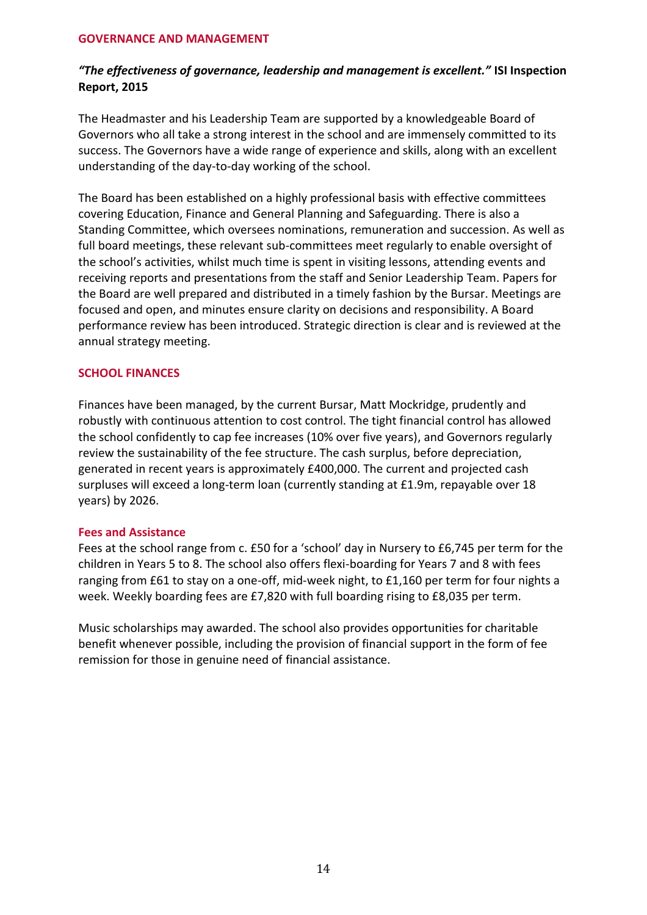## GOVERNANCE AND MANAGEMENT

***"The effectiveness of governance, leadership and management is excellent."*** **ISI Inspection Report, 2015**

The Headmaster and his Leadership Team are supported by a knowledgeable Board of Governors who all take a strong interest in the school and are immensely committed to its success. The Governors have a wide range of experience and skills, along with an excellent understanding of the day-to-day working of the school.

The Board has been established on a highly professional basis with effective committees covering Education, Finance and General Planning and Safeguarding. There is also a Standing Committee, which oversees nominations, remuneration and succession. As well as full board meetings, these relevant sub-committees meet regularly to enable oversight of the school's activities, whilst much time is spent in visiting lessons, attending events and receiving reports and presentations from the staff and Senior Leadership Team. Papers for the Board are well prepared and distributed in a timely fashion by the Bursar. Meetings are focused and open, and minutes ensure clarity on decisions and responsibility. A Board performance review has been introduced. Strategic direction is clear and is reviewed at the annual strategy meeting.

## SCHOOL FINANCES

Finances have been managed, by the current Bursar, Matt Mockridge, prudently and robustly with continuous attention to cost control. The tight financial control has allowed the school confidently to cap fee increases (10% over five years), and Governors regularly review the sustainability of the fee structure. The cash surplus, before depreciation, generated in recent years is approximately £400,000. The current and projected cash surpluses will exceed a long-term loan (currently standing at £1.9m, repayable over 18 years) by 2026.

### Fees and Assistance

Fees at the school range from c. £50 for a 'school' day in Nursery to £6,745 per term for the children in Years 5 to 8. The school also offers flexi-boarding for Years 7 and 8 with fees ranging from £61 to stay on a one-off, mid-week night, to £1,160 per term for four nights a week. Weekly boarding fees are £7,820 with full boarding rising to £8,035 per term.

Music scholarships may awarded. The school also provides opportunities for charitable benefit whenever possible, including the provision of financial support in the form of fee remission for those in genuine need of financial assistance.